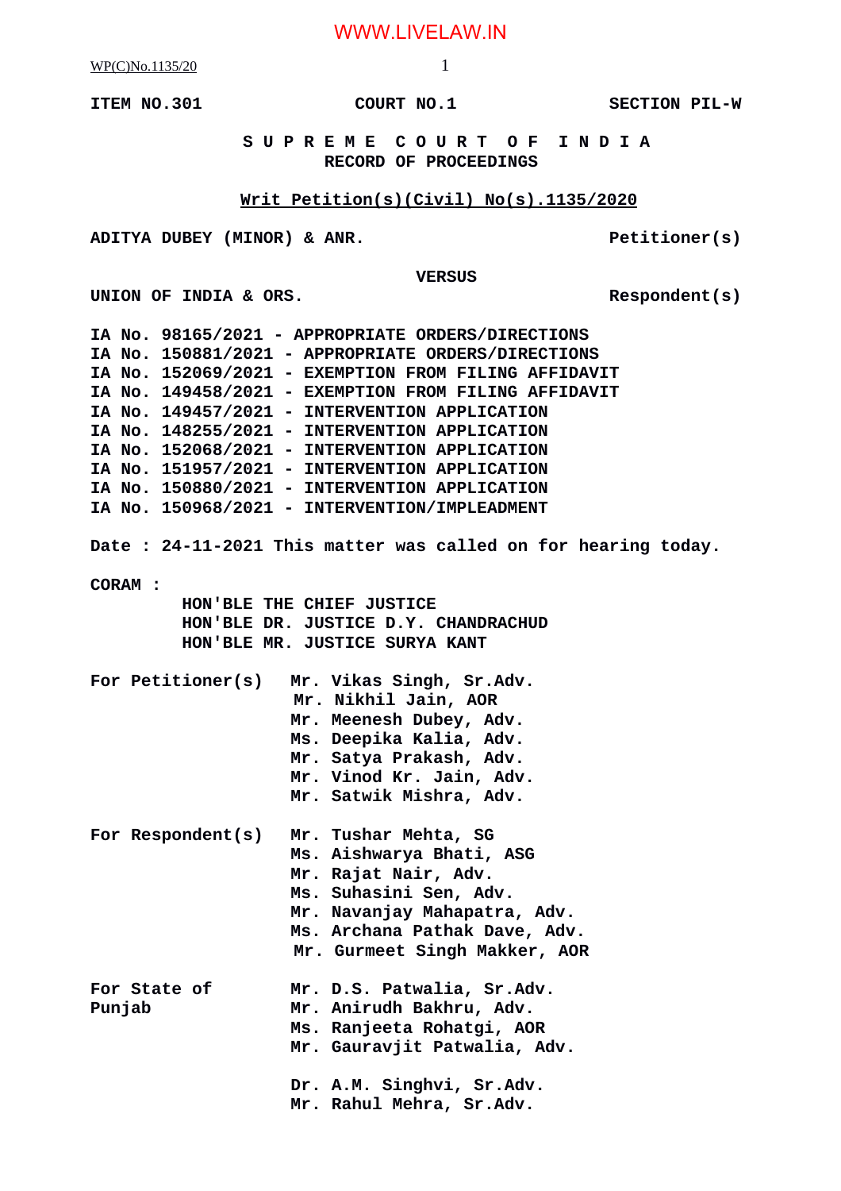ITEM NO.301　　　　　　　　COURT NO.1　　　　　　　　SECTION PIL-W

**S U P R E M E　C O U R T　O F　I N D I A**
**RECORD OF PROCEEDINGS**

**Writ Petition(s)(Civil) No(s).1135/2020**

**ADITYA DUBEY (MINOR) & ANR.**　　　　　　　　　　**Petitioner(s)**

**VERSUS**

**UNION OF INDIA & ORS.**　　　　　　　　　　**Respondent(s)**

**IA No. 98165/2021 - APPROPRIATE ORDERS/DIRECTIONS**
**IA No. 150881/2021 - APPROPRIATE ORDERS/DIRECTIONS**
**IA No. 152069/2021 - EXEMPTION FROM FILING AFFIDAVIT**
**IA No. 149458/2021 - EXEMPTION FROM FILING AFFIDAVIT**
**IA No. 149457/2021 - INTERVENTION APPLICATION**
**IA No. 148255/2021 - INTERVENTION APPLICATION**
**IA No. 152068/2021 - INTERVENTION APPLICATION**
**IA No. 151957/2021 - INTERVENTION APPLICATION**
**IA No. 150880/2021 - INTERVENTION APPLICATION**
**IA No. 150968/2021 - INTERVENTION/IMPLEADMENT**

**Date : 24-11-2021 This matter was called on for hearing today.**

**CORAM :**
**HON'BLE THE CHIEF JUSTICE**
**HON'BLE DR. JUSTICE D.Y. CHANDRACHUD**
**HON'BLE MR. JUSTICE SURYA KANT**

**For Petitioner(s)**
**Mr. Vikas Singh, Sr.Adv.**
**Mr. Nikhil Jain, AOR**
**Mr. Meenesh Dubey, Adv.**
**Ms. Deepika Kalia, Adv.**
**Mr. Satya Prakash, Adv.**
**Mr. Vinod Kr. Jain, Adv.**
**Mr. Satwik Mishra, Adv.**

**For Respondent(s)**
**Mr. Tushar Mehta, SG**
**Ms. Aishwarya Bhati, ASG**
**Mr. Rajat Nair, Adv.**
**Ms. Suhasini Sen, Adv.**
**Mr. Navanjay Mahapatra, Adv.**
**Ms. Archana Pathak Dave, Adv.**
**Mr. Gurmeet Singh Makker, AOR**

**For State of Punjab**
**Mr. D.S. Patwalia, Sr.Adv.**
**Mr. Anirudh Bakhru, Adv.**
**Ms. Ranjeeta Rohatgi, AOR**
**Mr. Gauravjit Patwalia, Adv.**

**Dr. A.M. Singhvi, Sr.Adv.**
**Mr. Rahul Mehra, Sr.Adv.**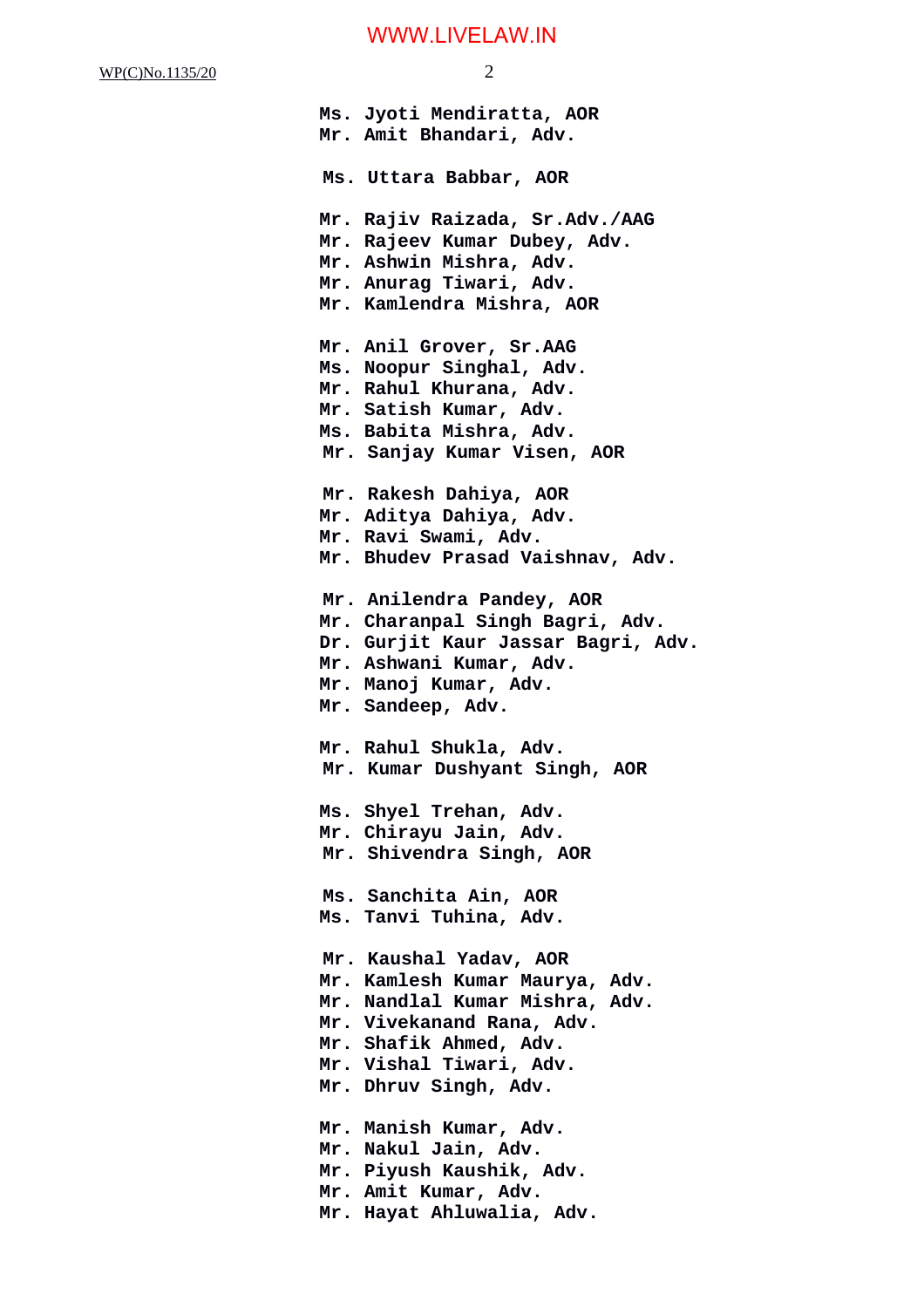Ms. Jyoti Mendiratta, AOR
Mr. Amit Bhandari, Adv.

Ms. Uttara Babbar, AOR

Mr. Rajiv Raizada, Sr.Adv./AAG
Mr. Rajeev Kumar Dubey, Adv.
Mr. Ashwin Mishra, Adv.
Mr. Anurag Tiwari, Adv.
Mr. Kamlendra Mishra, AOR

Mr. Anil Grover, Sr.AAG
Ms. Noopur Singhal, Adv.
Mr. Rahul Khurana, Adv.
Mr. Satish Kumar, Adv.
Ms. Babita Mishra, Adv.
Mr. Sanjay Kumar Visen, AOR

Mr. Rakesh Dahiya, AOR
Mr. Aditya Dahiya, Adv.
Mr. Ravi Swami, Adv.
Mr. Bhudev Prasad Vaishnav, Adv.

Mr. Anilendra Pandey, AOR
Mr. Charanpal Singh Bagri, Adv.
Dr. Gurjit Kaur Jassar Bagri, Adv.
Mr. Ashwani Kumar, Adv.
Mr. Manoj Kumar, Adv.
Mr. Sandeep, Adv.

Mr. Rahul Shukla, Adv.
Mr. Kumar Dushyant Singh, AOR

Ms. Shyel Trehan, Adv.
Mr. Chirayu Jain, Adv.
Mr. Shivendra Singh, AOR

Ms. Sanchita Ain, AOR
Ms. Tanvi Tuhina, Adv.

Mr. Kaushal Yadav, AOR
Mr. Kamlesh Kumar Maurya, Adv.
Mr. Nandlal Kumar Mishra, Adv.
Mr. Vivekanand Rana, Adv.
Mr. Shafik Ahmed, Adv.
Mr. Vishal Tiwari, Adv.
Mr. Dhruv Singh, Adv.

Mr. Manish Kumar, Adv.
Mr. Nakul Jain, Adv.
Mr. Piyush Kaushik, Adv.
Mr. Amit Kumar, Adv.
Mr. Hayat Ahluwalia, Adv.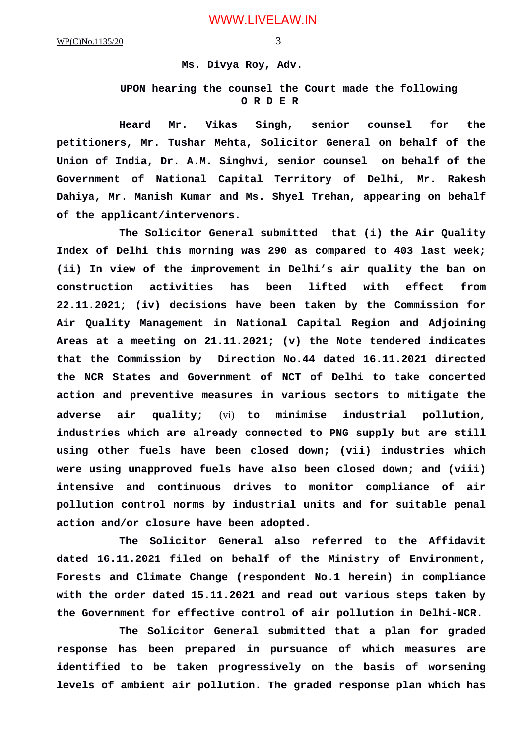**Ms. Divya Roy, Adv.**

**UPON hearing the counsel the Court made the following**
**O R D E R**

**Heard Mr. Vikas Singh, senior counsel for the petitioners, Mr. Tushar Mehta, Solicitor General on behalf of the Union of India, Dr. A.M. Singhvi, senior counsel on behalf of the Government of National Capital Territory of Delhi, Mr. Rakesh Dahiya, Mr. Manish Kumar and Ms. Shyel Trehan, appearing on behalf of the applicant/intervenors.**

**The Solicitor General submitted that (i) the Air Quality Index of Delhi this morning was 290 as compared to 403 last week; (ii) In view of the improvement in Delhi's air quality the ban on construction activities has been lifted with effect from 22.11.2021; (iv) decisions have been taken by the Commission for Air Quality Management in National Capital Region and Adjoining Areas at a meeting on 21.11.2021; (v) the Note tendered indicates that the Commission by Direction No.44 dated 16.11.2021 directed the NCR States and Government of NCT of Delhi to take concerted action and preventive measures in various sectors to mitigate the adverse air quality;** (vi) **to minimise industrial pollution, industries which are already connected to PNG supply but are still using other fuels have been closed down; (vii) industries which were using unapproved fuels have also been closed down; and (viii) intensive and continuous drives to monitor compliance of air pollution control norms by industrial units and for suitable penal action and/or closure have been adopted.**

**The Solicitor General also referred to the Affidavit dated 16.11.2021 filed on behalf of the Ministry of Environment, Forests and Climate Change (respondent No.1 herein) in compliance with the order dated 15.11.2021 and read out various steps taken by the Government for effective control of air pollution in Delhi-NCR.**

**The Solicitor General submitted that a plan for graded response has been prepared in pursuance of which measures are identified to be taken progressively on the basis of worsening levels of ambient air pollution. The graded response plan which has**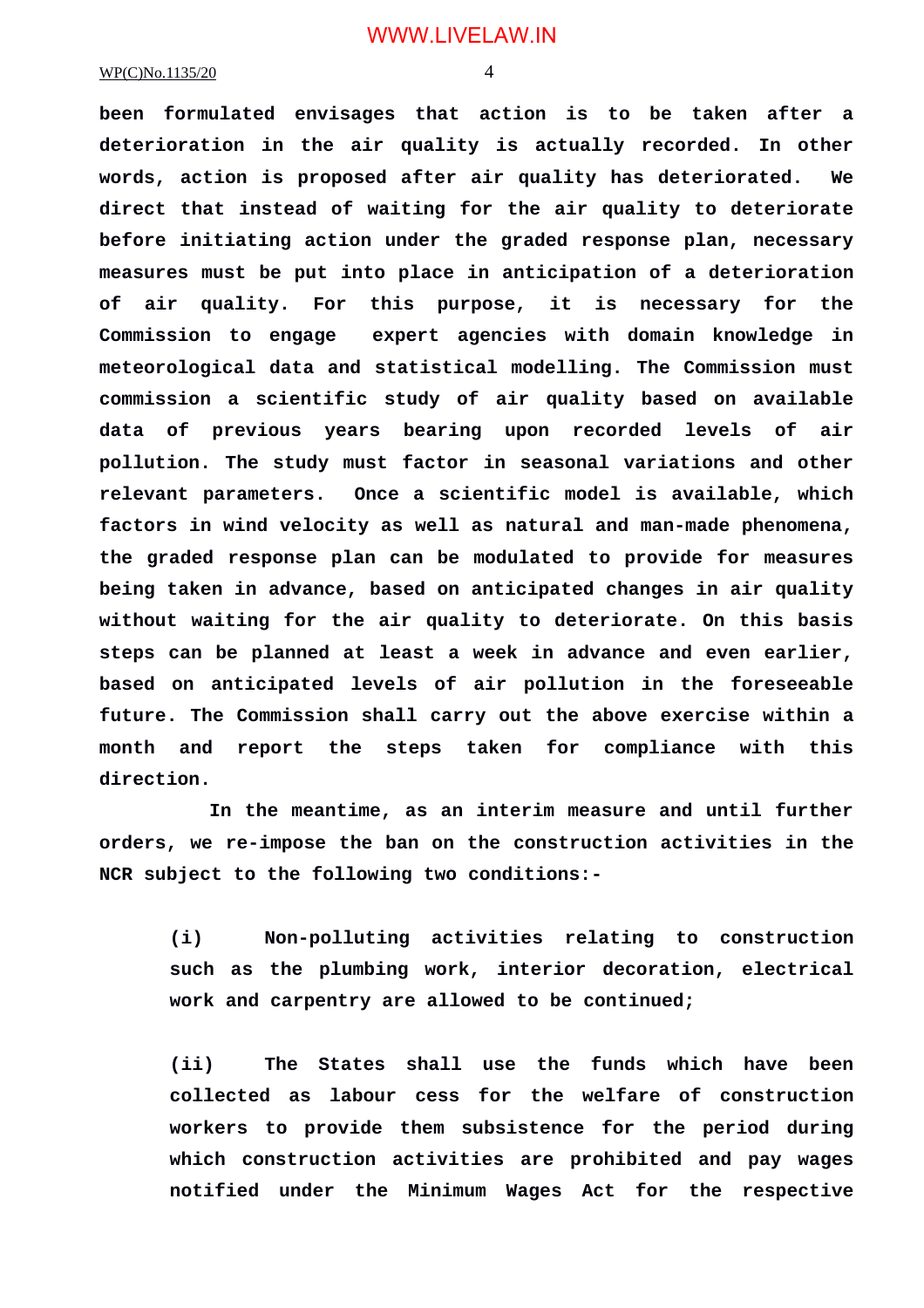**been formulated envisages that action is to be taken after a deterioration in the air quality is actually recorded. In other words, action is proposed after air quality has deteriorated. We direct that instead of waiting for the air quality to deteriorate before initiating action under the graded response plan, necessary measures must be put into place in anticipation of a deterioration of air quality. For this purpose, it is necessary for the Commission to engage expert agencies with domain knowledge in meteorological data and statistical modelling. The Commission must commission a scientific study of air quality based on available data of previous years bearing upon recorded levels of air pollution. The study must factor in seasonal variations and other relevant parameters. Once a scientific model is available, which factors in wind velocity as well as natural and man-made phenomena, the graded response plan can be modulated to provide for measures being taken in advance, based on anticipated changes in air quality without waiting for the air quality to deteriorate. On this basis steps can be planned at least a week in advance and even earlier, based on anticipated levels of air pollution in the foreseeable future. The Commission shall carry out the above exercise within a month and report the steps taken for compliance with this direction.**

**In the meantime, as an interim measure and until further orders, we re-impose the ban on the construction activities in the NCR subject to the following two conditions:-**

> **(i) Non-polluting activities relating to construction such as the plumbing work, interior decoration, electrical work and carpentry are allowed to be continued;**
>
> **(ii) The States shall use the funds which have been collected as labour cess for the welfare of construction workers to provide them subsistence for the period during which construction activities are prohibited and pay wages notified under the Minimum Wages Act for the respective**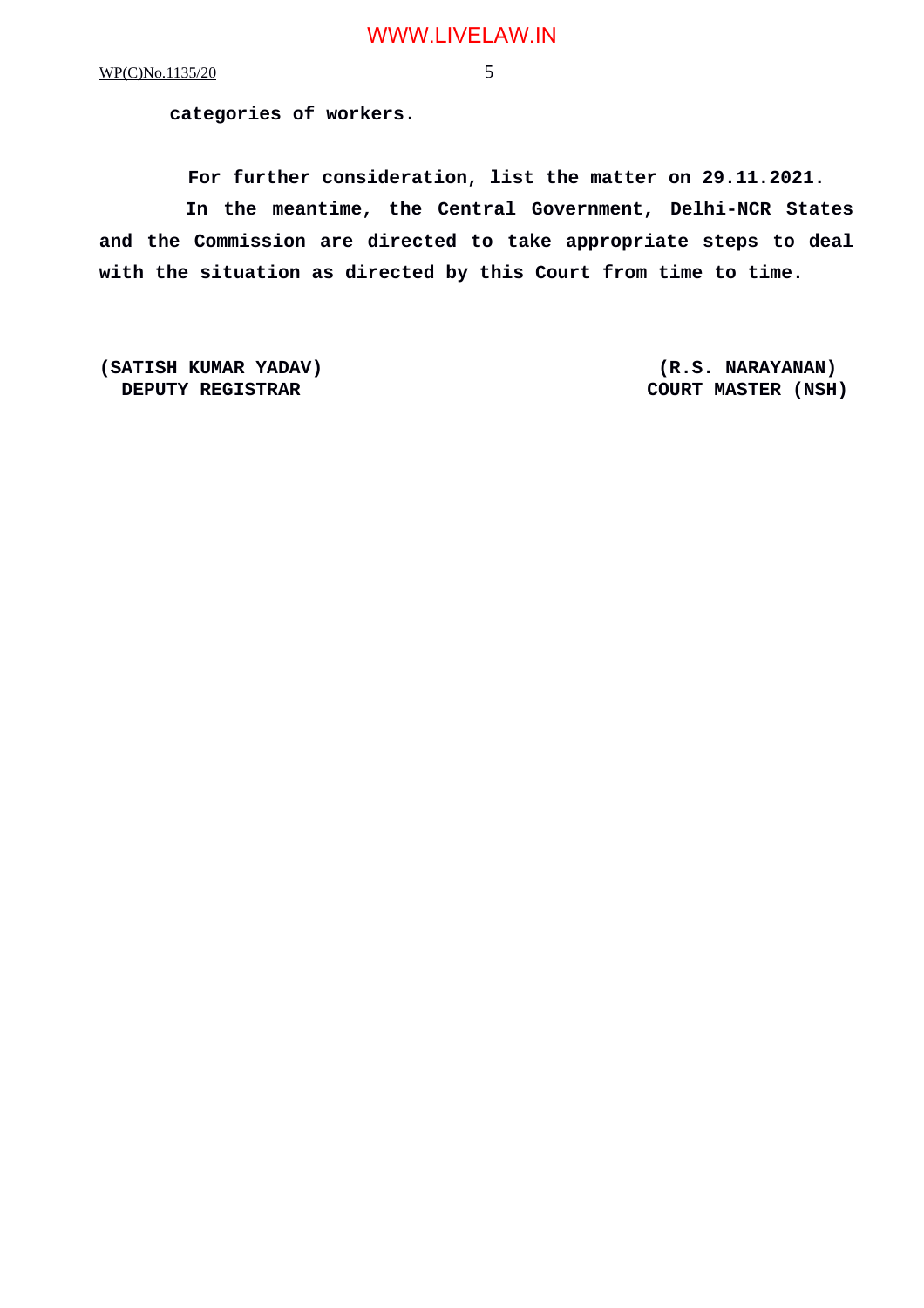**categories of workers.**

**For further consideration, list the matter on 29.11.2021.**

**In the meantime, the Central Government, Delhi-NCR States and the Commission are directed to take appropriate steps to deal with the situation as directed by this Court from time to time.**

| | |
|---|---|
| **(SATISH KUMAR YADAV)** | **(R.S. NARAYANAN)** |
| **DEPUTY REGISTRAR** | **COURT MASTER (NSH)** |